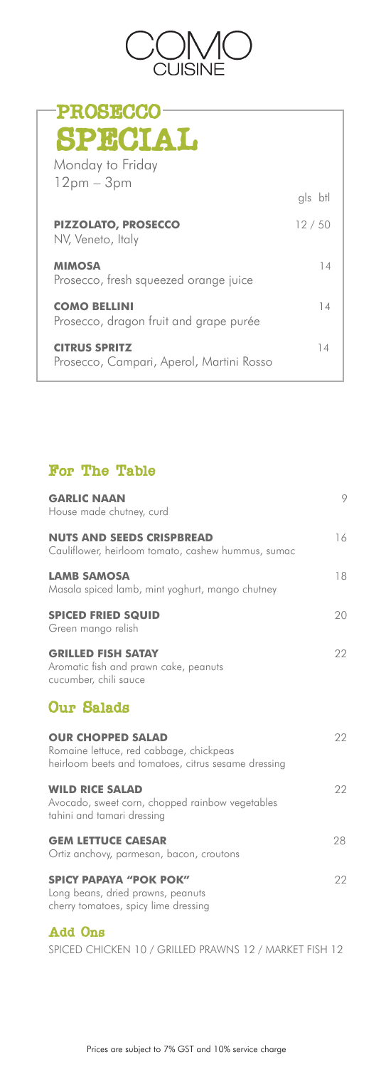# COMO CUISINE

## PROSECCO SPECIAL

Monday to Friday
12pm – 3pm

| | gls btl |
|---|---|
| **PIZZOLATO, PROSECCO**<br>NV, Veneto, Italy | 12 / 50 |
| **MIMOSA**<br>Prosecco, fresh squeezed orange juice | 14 |
| **COMO BELLINI**<br>Prosecco, dragon fruit and grape purée | 14 |
| **CITRUS SPRITZ**<br>Prosecco, Campari, Aperol, Martini Rosso | 14 |

## For The Table

**GARLIC NAAN** 9
House made chutney, curd

**NUTS AND SEEDS CRISPBREAD** 16
Cauliflower, heirloom tomato, cashew hummus, sumac

**LAMB SAMOSA** 18
Masala spiced lamb, mint yoghurt, mango chutney

**SPICED FRIED SQUID** 20
Green mango relish

**GRILLED FISH SATAY** 22
Aromatic fish and prawn cake, peanuts
cucumber, chili sauce

## Our Salads

**OUR CHOPPED SALAD** 22
Romaine lettuce, red cabbage, chickpeas
heirloom beets and tomatoes, citrus sesame dressing

**WILD RICE SALAD** 22
Avocado, sweet corn, chopped rainbow vegetables
tahini and tamari dressing

**GEM LETTUCE CAESAR** 28
Ortiz anchovy, parmesan, bacon, croutons

**SPICY PAPAYA "POK POK"** 22
Long beans, dried prawns, peanuts
cherry tomatoes, spicy lime dressing

## Add Ons

SPICED CHICKEN 10 / GRILLED PRAWNS 12 / MARKET FISH 12

Prices are subject to 7% GST and 10% service charge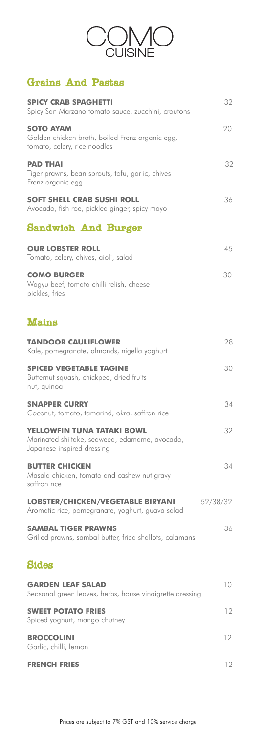# COMO CUISINE

## Grains And Pastas

**SPICY CRAB SPAGHETTI** 32
Spicy San Marzano tomato sauce, zucchini, croutons

**SOTO AYAM** 20
Golden chicken broth, boiled Frenz organic egg, tomato, celery, rice noodles

**PAD THAI** 32
Tiger prawns, bean sprouts, tofu, garlic, chives
Frenz organic egg

**SOFT SHELL CRAB SUSHI ROLL** 36
Avocado, fish roe, pickled ginger, spicy mayo

## Sandwich And Burger

**OUR LOBSTER ROLL** 45
Tomato, celery, chives, aioli, salad

**COMO BURGER** 30
Wagyu beef, tomato chilli relish, cheese
pickles, fries

## Mains

**TANDOOR CAULIFLOWER** 28
Kale, pomegranate, almonds, nigella yoghurt

**SPICED VEGETABLE TAGINE** 30
Butternut squash, chickpea, dried fruits
nut, quinoa

**SNAPPER CURRY** 34
Coconut, tomato, tamarind, okra, saffron rice

**YELLOWFIN TUNA TATAKI BOWL** 32
Marinated shiitake, seaweed, edamame, avocado, Japanese inspired dressing

**BUTTER CHICKEN** 34
Masala chicken, tomato and cashew nut gravy
saffron rice

**LOBSTER/CHICKEN/VEGETABLE BIRYANI** 52/38/32
Aromatic rice, pomegranate, yoghurt, guava salad

**SAMBAL TIGER PRAWNS** 36
Grilled prawns, sambal butter, fried shallots, calamansi

## Sides

**GARDEN LEAF SALAD** 10
Seasonal green leaves, herbs, house vinaigrette dressing

**SWEET POTATO FRIES** 12
Spiced yoghurt, mango chutney

**BROCCOLINI** 12
Garlic, chilli, lemon

**FRENCH FRIES** 12

Prices are subject to 7% GST and 10% service charge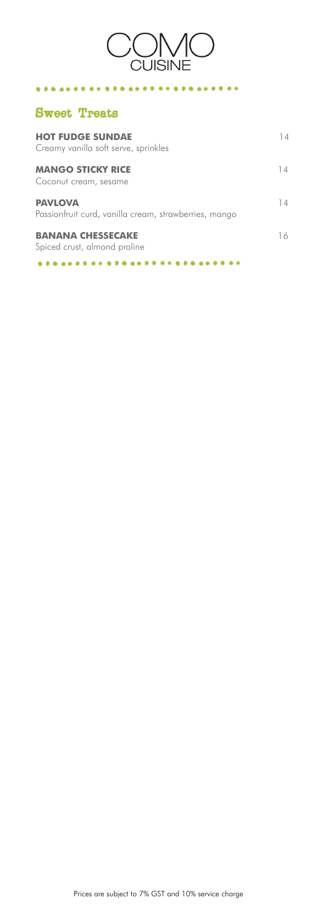# COMO CUISINE

## Sweet Treats

**HOT FUDGE SUNDAE** 14
Creamy vanilla soft serve, sprinkles

**MANGO STICKY RICE** 14
Coconut cream, sesame

**PAVLOVA** 14
Passionfruit curd, vanilla cream, strawberries, mango

**BANANA CHESSECAKE** 16
Spiced crust, almond praline

Prices are subject to 7% GST and 10% service charge